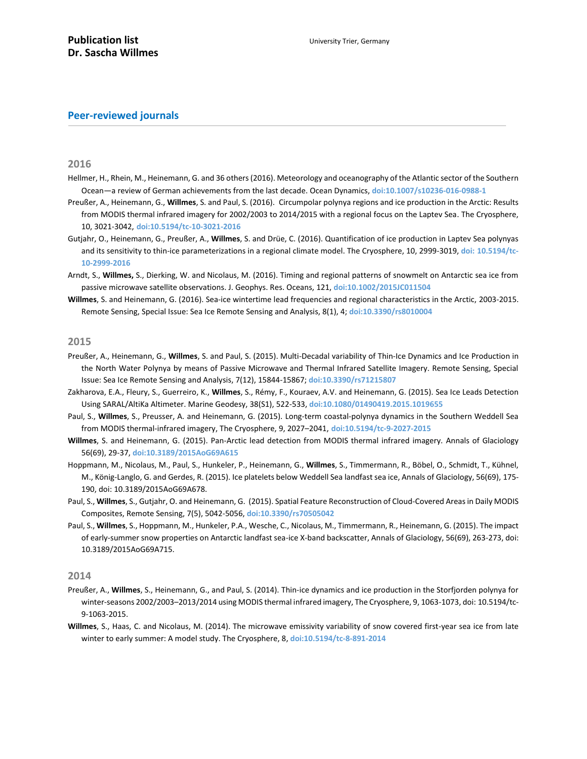# Publication list
# Dr. Sascha Willmes

University Trier, Germany

## Peer-reviewed journals

### 2016

Hellmer, H., Rhein, M., Heinemann, G. and 36 others (2016). Meteorology and oceanography of the Atlantic sector of the Southern Ocean—a review of German achievements from the last decade. Ocean Dynamics, **doi:10.1007/s10236-016-0988-1**

Preußer, A., Heinemann, G., **Willmes**, S. and Paul, S. (2016). Circumpolar polynya regions and ice production in the Arctic: Results from MODIS thermal infrared imagery for 2002/2003 to 2014/2015 with a regional focus on the Laptev Sea. The Cryosphere, 10, 3021-3042, **doi:10.5194/tc-10-3021-2016**

Gutjahr, O., Heinemann, G., Preußer, A., **Willmes**, S. and Drüe, C. (2016). Quantification of ice production in Laptev Sea polynyas and its sensitivity to thin-ice parameterizations in a regional climate model. The Cryosphere, 10, 2999-3019, **doi: 10.5194/tc-10-2999-2016**

Arndt, S., **Willmes,** S., Dierking, W. and Nicolaus, M. (2016). Timing and regional patterns of snowmelt on Antarctic sea ice from passive microwave satellite observations. J. Geophys. Res. Oceans, 121, **doi:10.1002/2015JC011504**

**Willmes**, S. and Heinemann, G. (2016). Sea-ice wintertime lead frequencies and regional characteristics in the Arctic, 2003-2015. Remote Sensing, Special Issue: Sea Ice Remote Sensing and Analysis, 8(1), 4; **doi:10.3390/rs8010004**

### 2015

Preußer, A., Heinemann, G., **Willmes**, S. and Paul, S. (2015). Multi-Decadal variability of Thin-Ice Dynamics and Ice Production in the North Water Polynya by means of Passive Microwave and Thermal Infrared Satellite Imagery. Remote Sensing, Special Issue: Sea Ice Remote Sensing and Analysis, 7(12), 15844-15867; **doi:10.3390/rs71215807**

Zakharova, E.A., Fleury, S., Guerreiro, K., **Willmes**, S., Rémy, F., Kouraev, A.V. and Heinemann, G. (2015). Sea Ice Leads Detection Using SARAL/AltiKa Altimeter. Marine Geodesy, 38(S1), 522-533, **doi:10.1080/01490419.2015.1019655**

Paul, S., **Willmes**, S., Preusser, A. and Heinemann, G. (2015). Long-term coastal-polynya dynamics in the Southern Weddell Sea from MODIS thermal-infrared imagery, The Cryosphere, 9, 2027–2041, **doi:10.5194/tc-9-2027-2015**

**Willmes**, S. and Heinemann, G. (2015). Pan-Arctic lead detection from MODIS thermal infrared imagery. Annals of Glaciology 56(69), 29-37, **doi:10.3189/2015AoG69A615**

Hoppmann, M., Nicolaus, M., Paul, S., Hunkeler, P., Heinemann, G., **Willmes**, S., Timmermann, R., Böbel, O., Schmidt, T., Kühnel, M., König-Langlo, G. and Gerdes, R. (2015). Ice platelets below Weddell Sea landfast sea ice, Annals of Glaciology, 56(69), 175-190, doi: 10.3189/2015AoG69A678.

Paul, S., **Willmes**, S., Gutjahr, O. and Heinemann, G. (2015). Spatial Feature Reconstruction of Cloud-Covered Areas in Daily MODIS Composites, Remote Sensing, 7(5), 5042-5056, **doi:10.3390/rs70505042**

Paul, S., **Willmes**, S., Hoppmann, M., Hunkeler, P.A., Wesche, C., Nicolaus, M., Timmermann, R., Heinemann, G. (2015). The impact of early-summer snow properties on Antarctic landfast sea-ice X-band backscatter, Annals of Glaciology, 56(69), 263-273, doi: 10.3189/2015AoG69A715.

### 2014

Preußer, A., **Willmes**, S., Heinemann, G., and Paul, S. (2014). Thin-ice dynamics and ice production in the Storfjorden polynya for winter-seasons 2002/2003–2013/2014 using MODIS thermal infrared imagery, The Cryosphere, 9, 1063-1073, doi: 10.5194/tc-9-1063-2015.

**Willmes**, S., Haas, C. and Nicolaus, M. (2014). The microwave emissivity variability of snow covered first-year sea ice from late winter to early summer: A model study. The Cryosphere, 8, **doi:10.5194/tc-8-891-2014**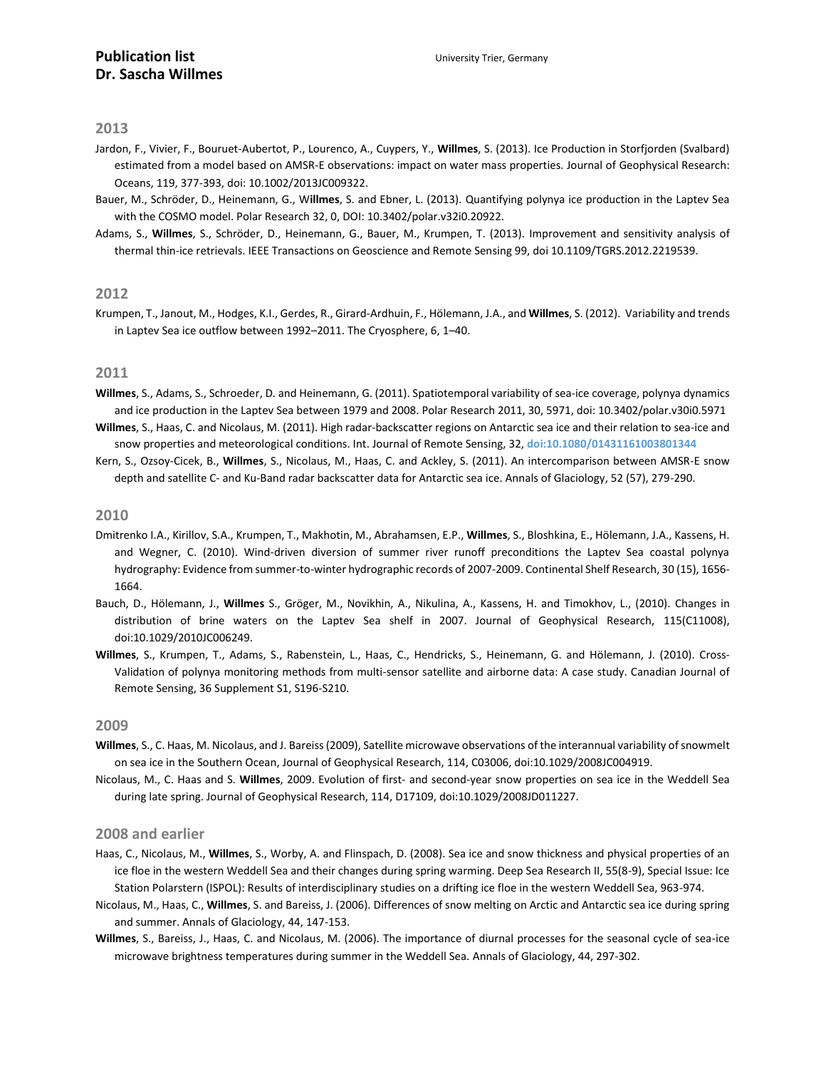# Publication list
# Dr. Sascha Willmes

University Trier, Germany

## 2013

Jardon, F., Vivier, F., Bouruet-Aubertot, P., Lourenco, A., Cuypers, Y., **Willmes**, S. (2013). Ice Production in Storfjorden (Svalbard) estimated from a model based on AMSR-E observations: impact on water mass properties. Journal of Geophysical Research: Oceans, 119, 377-393, doi: 10.1002/2013JC009322.

Bauer, M., Schröder, D., Heinemann, G., W**illmes**, S. and Ebner, L. (2013). Quantifying polynya ice production in the Laptev Sea with the COSMO model. Polar Research 32, 0, DOI: 10.3402/polar.v32i0.20922.

Adams, S., **Willmes**, S., Schröder, D., Heinemann, G., Bauer, M., Krumpen, T. (2013). Improvement and sensitivity analysis of thermal thin-ice retrievals. IEEE Transactions on Geoscience and Remote Sensing 99, doi 10.1109/TGRS.2012.2219539.

## 2012

Krumpen, T., Janout, M., Hodges, K.I., Gerdes, R., Girard-Ardhuin, F., Hölemann, J.A., and **Willmes**, S. (2012). Variability and trends in Laptev Sea ice outflow between 1992–2011. The Cryosphere, 6, 1–40.

## 2011

**Willmes**, S., Adams, S., Schroeder, D. and Heinemann, G. (2011). Spatiotemporal variability of sea-ice coverage, polynya dynamics and ice production in the Laptev Sea between 1979 and 2008. Polar Research 2011, 30, 5971, doi: 10.3402/polar.v30i0.5971

**Willmes**, S., Haas, C. and Nicolaus, M. (2011). High radar-backscatter regions on Antarctic sea ice and their relation to sea-ice and snow properties and meteorological conditions. Int. Journal of Remote Sensing, 32, **doi:10.1080/01431161003801344**

Kern, S., Ozsoy-Cicek, B., **Willmes**, S., Nicolaus, M., Haas, C. and Ackley, S. (2011). An intercomparison between AMSR-E snow depth and satellite C- and Ku-Band radar backscatter data for Antarctic sea ice. Annals of Glaciology, 52 (57), 279-290.

## 2010

Dmitrenko I.A., Kirillov, S.A., Krumpen, T., Makhotin, M., Abrahamsen, E.P., **Willmes**, S., Bloshkina, E., Hölemann, J.A., Kassens, H. and Wegner, C. (2010). Wind-driven diversion of summer river runoff preconditions the Laptev Sea coastal polynya hydrography: Evidence from summer-to-winter hydrographic records of 2007-2009. Continental Shelf Research, 30 (15), 1656-1664.

Bauch, D., Hölemann, J., **Willmes** S., Gröger, M., Novikhin, A., Nikulina, A., Kassens, H. and Timokhov, L., (2010). Changes in distribution of brine waters on the Laptev Sea shelf in 2007. Journal of Geophysical Research, 115(C11008), doi:10.1029/2010JC006249.

**Willmes**, S., Krumpen, T., Adams, S., Rabenstein, L., Haas, C., Hendricks, S., Heinemann, G. and Hölemann, J. (2010). Cross-Validation of polynya monitoring methods from multi-sensor satellite and airborne data: A case study. Canadian Journal of Remote Sensing, 36 Supplement S1, S196-S210.

## 2009

**Willmes**, S., C. Haas, M. Nicolaus, and J. Bareiss (2009), Satellite microwave observations of the interannual variability of snowmelt on sea ice in the Southern Ocean, Journal of Geophysical Research, 114, C03006, doi:10.1029/2008JC004919.

Nicolaus, M., C. Haas and S. **Willmes**, 2009. Evolution of first- and second-year snow properties on sea ice in the Weddell Sea during late spring. Journal of Geophysical Research, 114, D17109, doi:10.1029/2008JD011227.

## 2008 and earlier

Haas, C., Nicolaus, M., **Willmes**, S., Worby, A. and Flinspach, D. (2008). Sea ice and snow thickness and physical properties of an ice floe in the western Weddell Sea and their changes during spring warming. Deep Sea Research II, 55(8-9), Special Issue: Ice Station Polarstern (ISPOL): Results of interdisciplinary studies on a drifting ice floe in the western Weddell Sea, 963-974.

Nicolaus, M., Haas, C., **Willmes**, S. and Bareiss, J. (2006). Differences of snow melting on Arctic and Antarctic sea ice during spring and summer. Annals of Glaciology, 44, 147-153.

**Willmes**, S., Bareiss, J., Haas, C. and Nicolaus, M. (2006). The importance of diurnal processes for the seasonal cycle of sea-ice microwave brightness temperatures during summer in the Weddell Sea. Annals of Glaciology, 44, 297-302.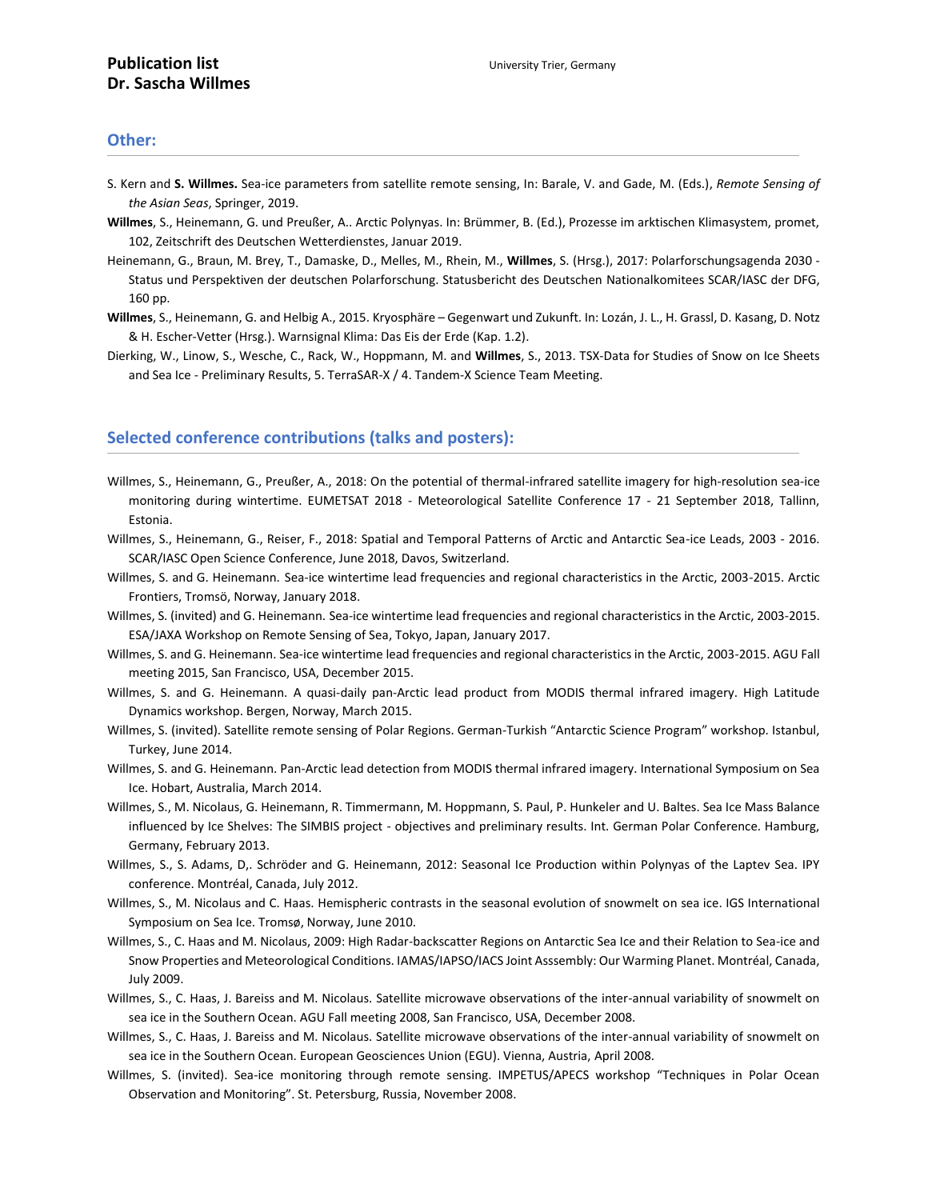## Other:

S. Kern and **S. Willmes.** Sea-ice parameters from satellite remote sensing, In: Barale, V. and Gade, M. (Eds.), *Remote Sensing of the Asian Seas*, Springer, 2019.

**Willmes**, S., Heinemann, G. und Preußer, A.. Arctic Polynyas. In: Brümmer, B. (Ed.), Prozesse im arktischen Klimasystem, promet, 102, Zeitschrift des Deutschen Wetterdienstes, Januar 2019.

Heinemann, G., Braun, M. Brey, T., Damaske, D., Melles, M., Rhein, M., **Willmes**, S. (Hrsg.), 2017: Polarforschungsagenda 2030 - Status und Perspektiven der deutschen Polarforschung. Statusbericht des Deutschen Nationalkomitees SCAR/IASC der DFG, 160 pp.

**Willmes**, S., Heinemann, G. and Helbig A., 2015. Kryosphäre – Gegenwart und Zukunft. In: Lozán, J. L., H. Grassl, D. Kasang, D. Notz & H. Escher-Vetter (Hrsg.). Warnsignal Klima: Das Eis der Erde (Kap. 1.2).

Dierking, W., Linow, S., Wesche, C., Rack, W., Hoppmann, M. and **Willmes**, S., 2013. TSX-Data for Studies of Snow on Ice Sheets and Sea Ice - Preliminary Results, 5. TerraSAR-X / 4. Tandem-X Science Team Meeting.

## Selected conference contributions (talks and posters):

Willmes, S., Heinemann, G., Preußer, A., 2018: On the potential of thermal-infrared satellite imagery for high-resolution sea-ice monitoring during wintertime. EUMETSAT 2018 - Meteorological Satellite Conference 17 - 21 September 2018, Tallinn, Estonia.

Willmes, S., Heinemann, G., Reiser, F., 2018: Spatial and Temporal Patterns of Arctic and Antarctic Sea-ice Leads, 2003 - 2016. SCAR/IASC Open Science Conference, June 2018, Davos, Switzerland.

Willmes, S. and G. Heinemann. Sea-ice wintertime lead frequencies and regional characteristics in the Arctic, 2003-2015. Arctic Frontiers, Tromsö, Norway, January 2018.

Willmes, S. (invited) and G. Heinemann. Sea-ice wintertime lead frequencies and regional characteristics in the Arctic, 2003-2015. ESA/JAXA Workshop on Remote Sensing of Sea, Tokyo, Japan, January 2017.

Willmes, S. and G. Heinemann. Sea-ice wintertime lead frequencies and regional characteristics in the Arctic, 2003-2015. AGU Fall meeting 2015, San Francisco, USA, December 2015.

Willmes, S. and G. Heinemann. A quasi-daily pan-Arctic lead product from MODIS thermal infrared imagery. High Latitude Dynamics workshop. Bergen, Norway, March 2015.

Willmes, S. (invited). Satellite remote sensing of Polar Regions. German-Turkish "Antarctic Science Program" workshop. Istanbul, Turkey, June 2014.

Willmes, S. and G. Heinemann. Pan-Arctic lead detection from MODIS thermal infrared imagery. International Symposium on Sea Ice. Hobart, Australia, March 2014.

Willmes, S., M. Nicolaus, G. Heinemann, R. Timmermann, M. Hoppmann, S. Paul, P. Hunkeler and U. Baltes. Sea Ice Mass Balance influenced by Ice Shelves: The SIMBIS project - objectives and preliminary results. Int. German Polar Conference. Hamburg, Germany, February 2013.

Willmes, S., S. Adams, D,. Schröder and G. Heinemann, 2012: Seasonal Ice Production within Polynyas of the Laptev Sea. IPY conference. Montréal, Canada, July 2012.

Willmes, S., M. Nicolaus and C. Haas. Hemispheric contrasts in the seasonal evolution of snowmelt on sea ice. IGS International Symposium on Sea Ice. Tromsø, Norway, June 2010.

Willmes, S., C. Haas and M. Nicolaus, 2009: High Radar-backscatter Regions on Antarctic Sea Ice and their Relation to Sea-ice and Snow Properties and Meteorological Conditions. IAMAS/IAPSO/IACS Joint Asssembly: Our Warming Planet. Montréal, Canada, July 2009.

Willmes, S., C. Haas, J. Bareiss and M. Nicolaus. Satellite microwave observations of the inter-annual variability of snowmelt on sea ice in the Southern Ocean. AGU Fall meeting 2008, San Francisco, USA, December 2008.

Willmes, S., C. Haas, J. Bareiss and M. Nicolaus. Satellite microwave observations of the inter-annual variability of snowmelt on sea ice in the Southern Ocean. European Geosciences Union (EGU). Vienna, Austria, April 2008.

Willmes, S. (invited). Sea-ice monitoring through remote sensing. IMPETUS/APECS workshop "Techniques in Polar Ocean Observation and Monitoring". St. Petersburg, Russia, November 2008.